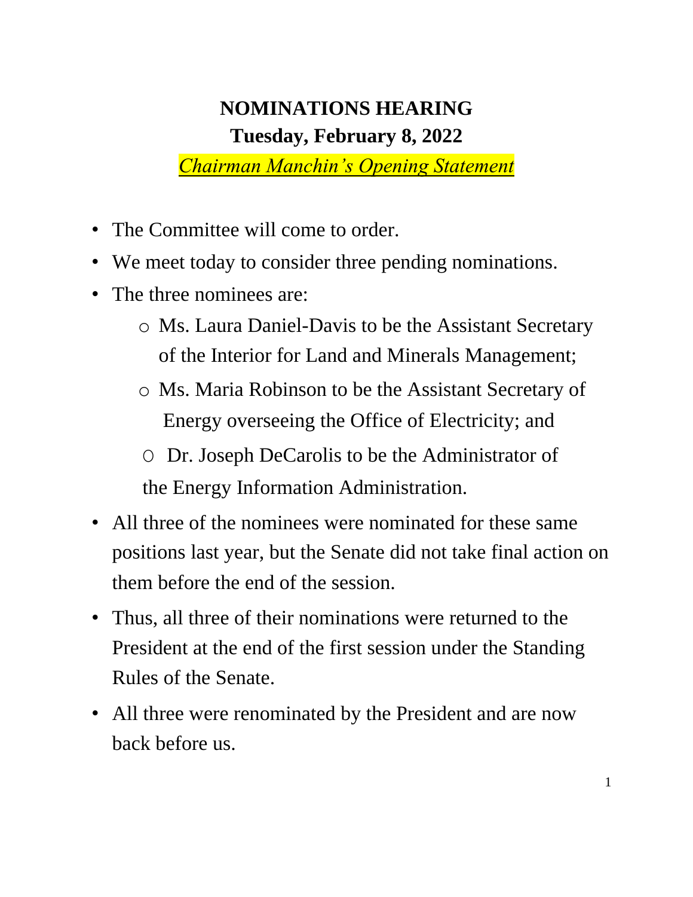# NOMINATIONS HEARING

## Tuesday, February 8, 2022

*Chairman Manchin's Opening Statement*

- The Committee will come to order.
- We meet today to consider three pending nominations.
- The three nominees are:
  - Ms. Laura Daniel-Davis to be the Assistant Secretary of the Interior for Land and Minerals Management;
  - Ms. Maria Robinson to be the Assistant Secretary of Energy overseeing the Office of Electricity; and
  - Dr. Joseph DeCarolis to be the Administrator of the Energy Information Administration.
- All three of the nominees were nominated for these same positions last year, but the Senate did not take final action on them before the end of the session.
- Thus, all three of their nominations were returned to the President at the end of the first session under the Standing Rules of the Senate.
- All three were renominated by the President and are now back before us.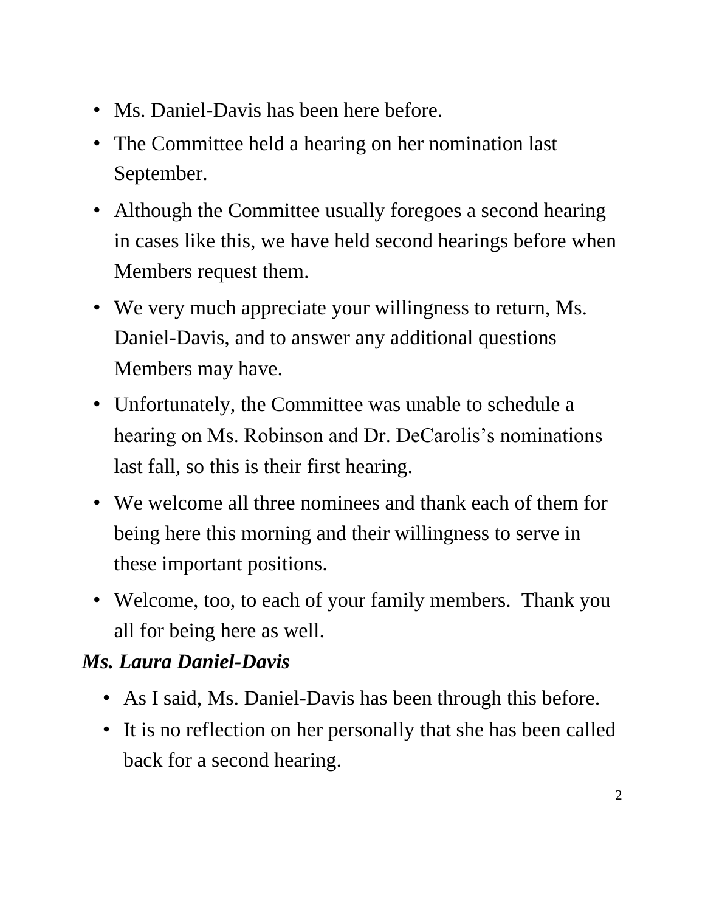- Ms. Daniel-Davis has been here before.
- The Committee held a hearing on her nomination last September.
- Although the Committee usually foregoes a second hearing in cases like this, we have held second hearings before when Members request them.
- We very much appreciate your willingness to return, Ms. Daniel-Davis, and to answer any additional questions Members may have.
- Unfortunately, the Committee was unable to schedule a hearing on Ms. Robinson and Dr. DeCarolis's nominations last fall, so this is their first hearing.
- We welcome all three nominees and thank each of them for being here this morning and their willingness to serve in these important positions.
- Welcome, too, to each of your family members. Thank you all for being here as well.

***Ms. Laura Daniel-Davis***

- As I said, Ms. Daniel-Davis has been through this before.
- It is no reflection on her personally that she has been called back for a second hearing.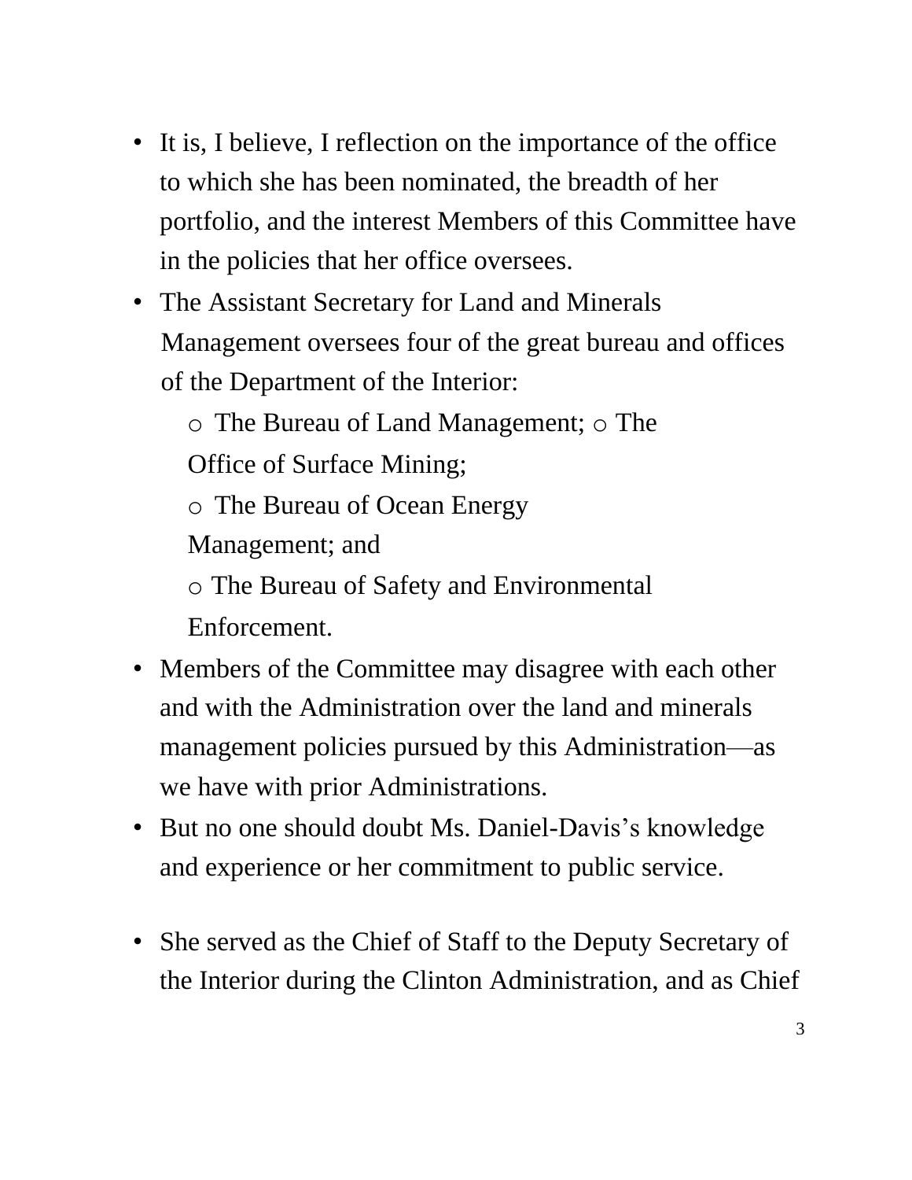- It is, I believe, I reflection on the importance of the office to which she has been nominated, the breadth of her portfolio, and the interest Members of this Committee have in the policies that her office oversees.
- The Assistant Secretary for Land and Minerals Management oversees four of the great bureau and offices of the Department of the Interior:
  - The Bureau of Land Management;
  - The Office of Surface Mining;
  - The Bureau of Ocean Energy Management; and
  - The Bureau of Safety and Environmental Enforcement.
- Members of the Committee may disagree with each other and with the Administration over the land and minerals management policies pursued by this Administration—as we have with prior Administrations.
- But no one should doubt Ms. Daniel-Davis's knowledge and experience or her commitment to public service.

- She served as the Chief of Staff to the Deputy Secretary of the Interior during the Clinton Administration, and as Chief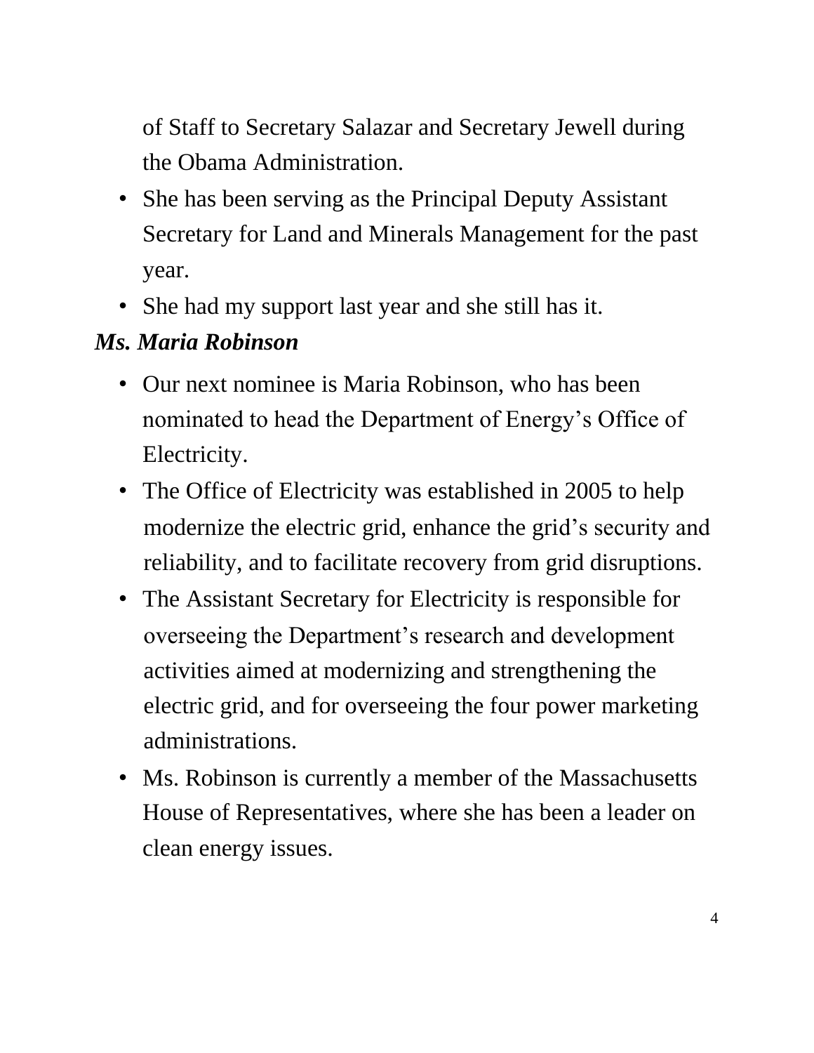of Staff to Secretary Salazar and Secretary Jewell during the Obama Administration.

- She has been serving as the Principal Deputy Assistant Secretary for Land and Minerals Management for the past year.
- She had my support last year and she still has it.

***Ms. Maria Robinson***

- Our next nominee is Maria Robinson, who has been nominated to head the Department of Energy's Office of Electricity.
- The Office of Electricity was established in 2005 to help modernize the electric grid, enhance the grid's security and reliability, and to facilitate recovery from grid disruptions.
- The Assistant Secretary for Electricity is responsible for overseeing the Department's research and development activities aimed at modernizing and strengthening the electric grid, and for overseeing the four power marketing administrations.
- Ms. Robinson is currently a member of the Massachusetts House of Representatives, where she has been a leader on clean energy issues.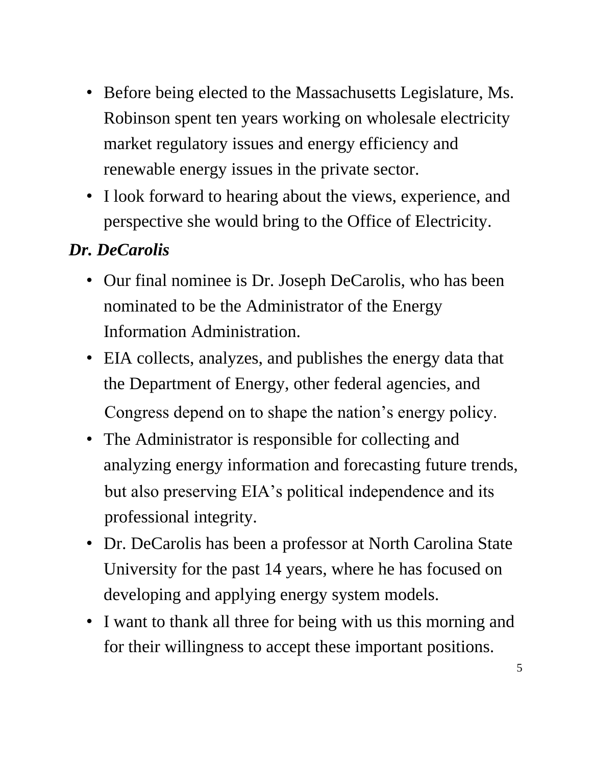- Before being elected to the Massachusetts Legislature, Ms. Robinson spent ten years working on wholesale electricity market regulatory issues and energy efficiency and renewable energy issues in the private sector.
- I look forward to hearing about the views, experience, and perspective she would bring to the Office of Electricity.

***Dr. DeCarolis***

- Our final nominee is Dr. Joseph DeCarolis, who has been nominated to be the Administrator of the Energy Information Administration.
- EIA collects, analyzes, and publishes the energy data that the Department of Energy, other federal agencies, and Congress depend on to shape the nation's energy policy.
- The Administrator is responsible for collecting and analyzing energy information and forecasting future trends, but also preserving EIA's political independence and its professional integrity.
- Dr. DeCarolis has been a professor at North Carolina State University for the past 14 years, where he has focused on developing and applying energy system models.
- I want to thank all three for being with us this morning and for their willingness to accept these important positions.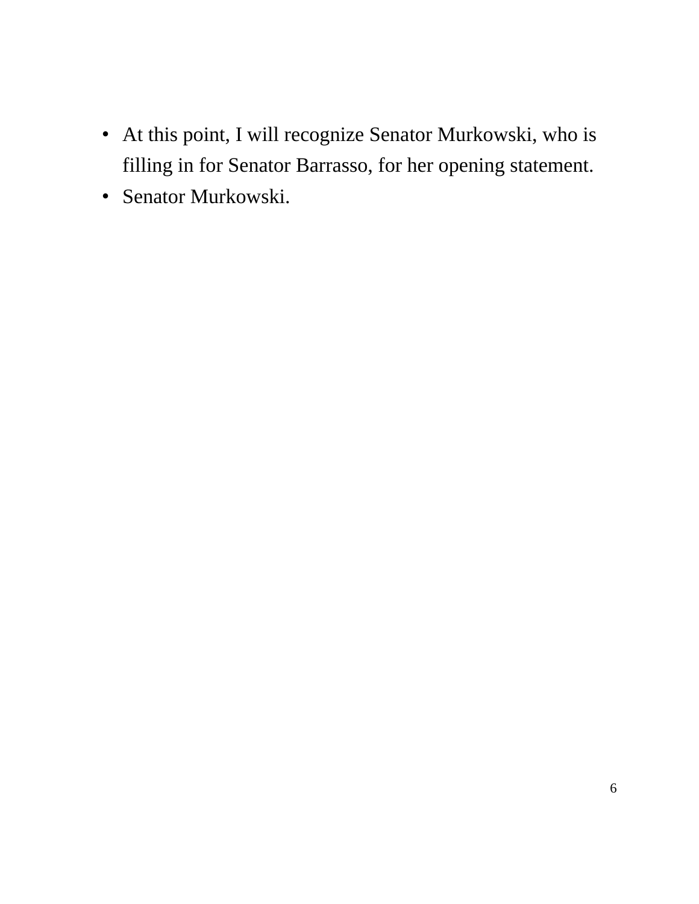- At this point, I will recognize Senator Murkowski, who is filling in for Senator Barrasso, for her opening statement.
- Senator Murkowski.